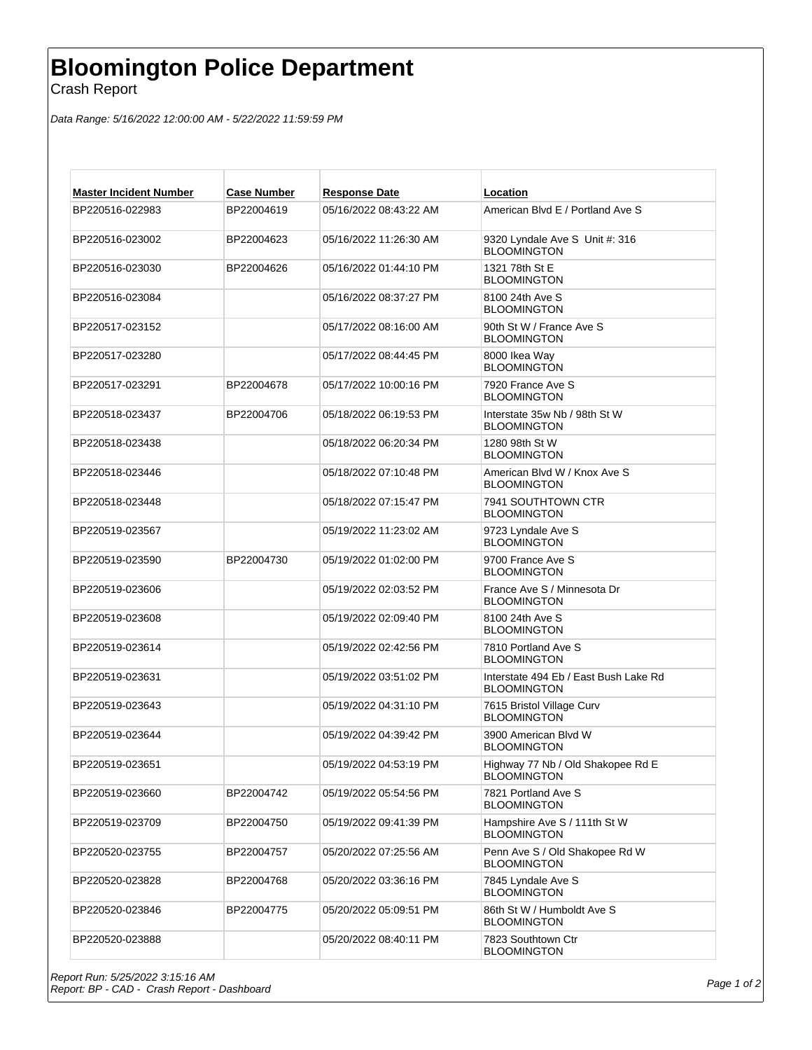# Bloomington Police Department

Crash Report

*Data Range: 5/16/2022 12:00:00 AM - 5/22/2022 11:59:59 PM*

| Master Incident Number | Case Number | Response Date | Location |
|---|---|---|---|
| BP220516-022983 | BP22004619 | 05/16/2022 08:43:22 AM | American Blvd E / Portland Ave S |
| BP220516-023002 | BP22004623 | 05/16/2022 11:26:30 AM | 9320 Lyndale Ave S Unit #: 316 BLOOMINGTON |
| BP220516-023030 | BP22004626 | 05/16/2022 01:44:10 PM | 1321 78th St E BLOOMINGTON |
| BP220516-023084 | | 05/16/2022 08:37:27 PM | 8100 24th Ave S BLOOMINGTON |
| BP220517-023152 | | 05/17/2022 08:16:00 AM | 90th St W / France Ave S BLOOMINGTON |
| BP220517-023280 | | 05/17/2022 08:44:45 PM | 8000 Ikea Way BLOOMINGTON |
| BP220517-023291 | BP22004678 | 05/17/2022 10:00:16 PM | 7920 France Ave S BLOOMINGTON |
| BP220518-023437 | BP22004706 | 05/18/2022 06:19:53 PM | Interstate 35w Nb / 98th St W BLOOMINGTON |
| BP220518-023438 | | 05/18/2022 06:20:34 PM | 1280 98th St W BLOOMINGTON |
| BP220518-023446 | | 05/18/2022 07:10:48 PM | American Blvd W / Knox Ave S BLOOMINGTON |
| BP220518-023448 | | 05/18/2022 07:15:47 PM | 7941 SOUTHTOWN CTR BLOOMINGTON |
| BP220519-023567 | | 05/19/2022 11:23:02 AM | 9723 Lyndale Ave S BLOOMINGTON |
| BP220519-023590 | BP22004730 | 05/19/2022 01:02:00 PM | 9700 France Ave S BLOOMINGTON |
| BP220519-023606 | | 05/19/2022 02:03:52 PM | France Ave S / Minnesota Dr BLOOMINGTON |
| BP220519-023608 | | 05/19/2022 02:09:40 PM | 8100 24th Ave S BLOOMINGTON |
| BP220519-023614 | | 05/19/2022 02:42:56 PM | 7810 Portland Ave S BLOOMINGTON |
| BP220519-023631 | | 05/19/2022 03:51:02 PM | Interstate 494 Eb / East Bush Lake Rd BLOOMINGTON |
| BP220519-023643 | | 05/19/2022 04:31:10 PM | 7615 Bristol Village Curv BLOOMINGTON |
| BP220519-023644 | | 05/19/2022 04:39:42 PM | 3900 American Blvd W BLOOMINGTON |
| BP220519-023651 | | 05/19/2022 04:53:19 PM | Highway 77 Nb / Old Shakopee Rd E BLOOMINGTON |
| BP220519-023660 | BP22004742 | 05/19/2022 05:54:56 PM | 7821 Portland Ave S BLOOMINGTON |
| BP220519-023709 | BP22004750 | 05/19/2022 09:41:39 PM | Hampshire Ave S / 111th St W BLOOMINGTON |
| BP220520-023755 | BP22004757 | 05/20/2022 07:25:56 AM | Penn Ave S / Old Shakopee Rd W BLOOMINGTON |
| BP220520-023828 | BP22004768 | 05/20/2022 03:36:16 PM | 7845 Lyndale Ave S BLOOMINGTON |
| BP220520-023846 | BP22004775 | 05/20/2022 05:09:51 PM | 86th St W / Humboldt Ave S BLOOMINGTON |
| BP220520-023888 | | 05/20/2022 08:40:11 PM | 7823 Southtown Ctr BLOOMINGTON |

*Report Run: 5/25/2022 3:15:16 AM*
*Report: BP - CAD - Crash Report - Dashboard*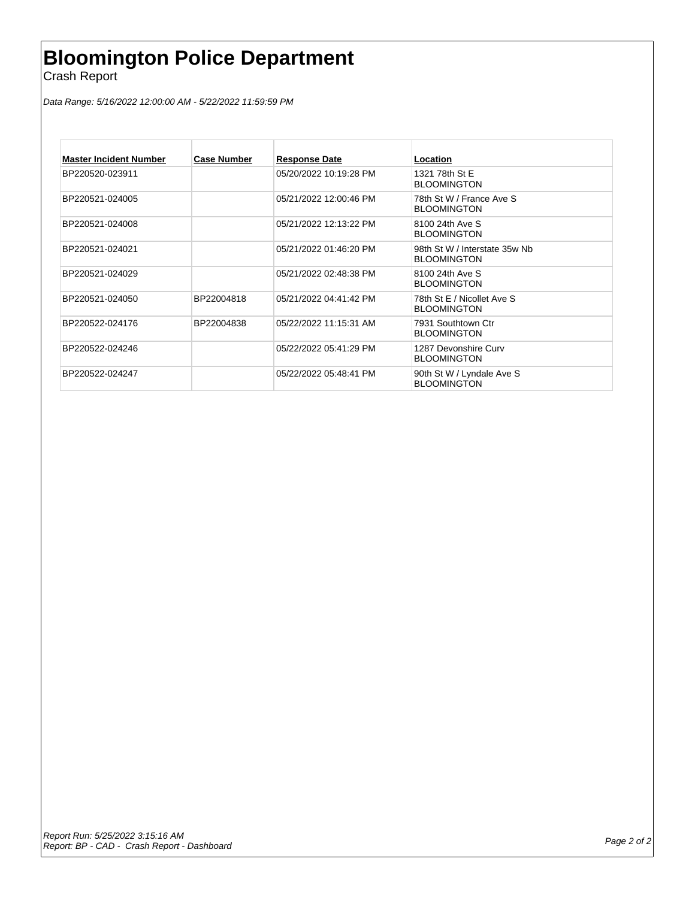# Bloomington Police Department

Crash Report

*Data Range: 5/16/2022 12:00:00 AM - 5/22/2022 11:59:59 PM*

| Master Incident Number | Case Number | Response Date | Location |
|---|---|---|---|
| BP220520-023911 | | 05/20/2022 10:19:28 PM | 1321 78th St E BLOOMINGTON |
| BP220521-024005 | | 05/21/2022 12:00:46 PM | 78th St W / France Ave S BLOOMINGTON |
| BP220521-024008 | | 05/21/2022 12:13:22 PM | 8100 24th Ave S BLOOMINGTON |
| BP220521-024021 | | 05/21/2022 01:46:20 PM | 98th St W / Interstate 35w Nb BLOOMINGTON |
| BP220521-024029 | | 05/21/2022 02:48:38 PM | 8100 24th Ave S BLOOMINGTON |
| BP220521-024050 | BP22004818 | 05/21/2022 04:41:42 PM | 78th St E / Nicollet Ave S BLOOMINGTON |
| BP220522-024176 | BP22004838 | 05/22/2022 11:15:31 AM | 7931 Southtown Ctr BLOOMINGTON |
| BP220522-024246 | | 05/22/2022 05:41:29 PM | 1287 Devonshire Curv BLOOMINGTON |
| BP220522-024247 | | 05/22/2022 05:48:41 PM | 90th St W / Lyndale Ave S BLOOMINGTON |

*Report Run: 5/25/2022 3:15:16 AM*
*Report: BP - CAD - Crash Report - Dashboard*